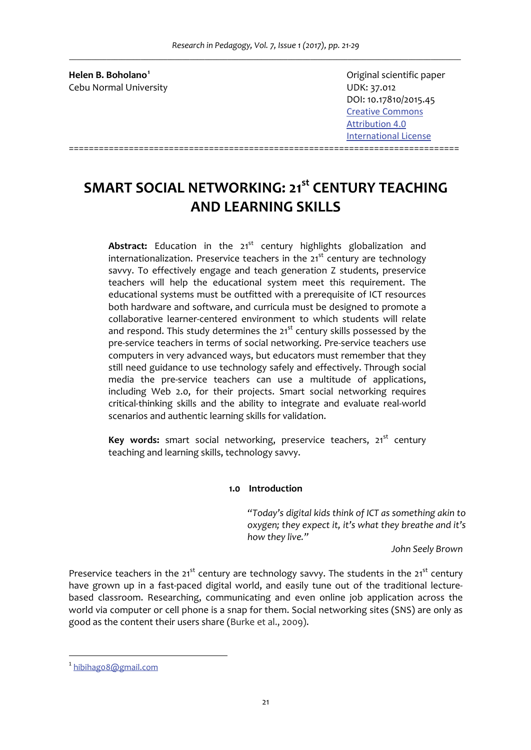**Helen B. Boholano**[1]
Cebu Normal University

Original scientific paper
UDK: 37.012
DOI: 10.17810/2015.45
[Creative Commons Attribution 4.0 International License]

# SMART SOCIAL NETWORKING: 21st CENTURY TEACHING AND LEARNING SKILLS

**Abstract:** Education in the 21st century highlights globalization and internationalization. Preservice teachers in the 21st century are technology savvy. To effectively engage and teach generation Z students, preservice teachers will help the educational system meet this requirement. The educational systems must be outfitted with a prerequisite of ICT resources both hardware and software, and curricula must be designed to promote a collaborative learner-centered environment to which students will relate and respond. This study determines the 21st century skills possessed by the pre-service teachers in terms of social networking. Pre-service teachers use computers in very advanced ways, but educators must remember that they still need guidance to use technology safely and effectively. Through social media the pre-service teachers can use a multitude of applications, including Web 2.0, for their projects. Smart social networking requires critical-thinking skills and the ability to integrate and evaluate real-world scenarios and authentic learning skills for validation.

**Key words:** smart social networking, preservice teachers, 21st century teaching and learning skills, technology savvy.

## 1.0 Introduction

> *"Today's digital kids think of ICT as something akin to oxygen; they expect it, it's what they breathe and it's how they live."*
>
> John Seely Brown

Preservice teachers in the 21st century are technology savvy. The students in the 21st century have grown up in a fast-paced digital world, and easily tune out of the traditional lecture-based classroom. Researching, communicating and even online job application across the world via computer or cell phone is a snap for them. Social networking sites (SNS) are only as good as the content their users share (Burke et al., 2009).

---

[1] hibihag08@gmail.com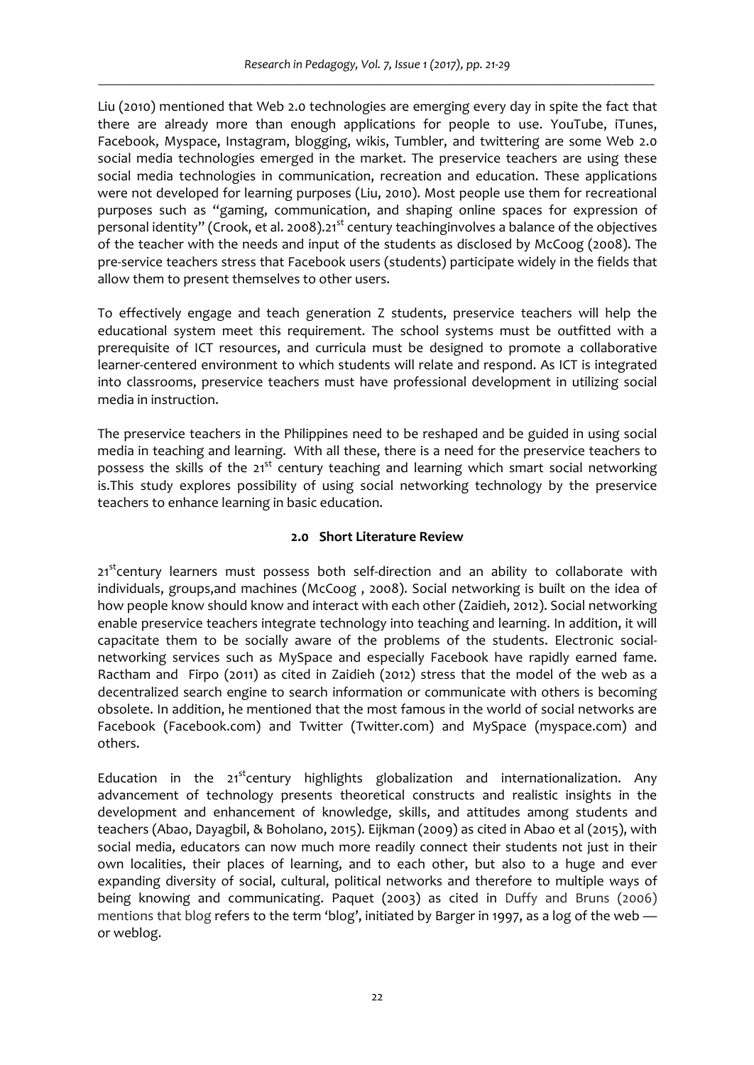Liu (2010) mentioned that Web 2.0 technologies are emerging every day in spite the fact that there are already more than enough applications for people to use. YouTube, iTunes, Facebook, Myspace, Instagram, blogging, wikis, Tumbler, and twittering are some Web 2.0 social media technologies emerged in the market. The preservice teachers are using these social media technologies in communication, recreation and education. These applications were not developed for learning purposes (Liu, 2010). Most people use them for recreational purposes such as "gaming, communication, and shaping online spaces for expression of personal identity" (Crook, et al. 2008).21st century teachinginvolves a balance of the objectives of the teacher with the needs and input of the students as disclosed by McCoog (2008). The pre-service teachers stress that Facebook users (students) participate widely in the fields that allow them to present themselves to other users.

To effectively engage and teach generation Z students, preservice teachers will help the educational system meet this requirement. The school systems must be outfitted with a prerequisite of ICT resources, and curricula must be designed to promote a collaborative learner-centered environment to which students will relate and respond. As ICT is integrated into classrooms, preservice teachers must have professional development in utilizing social media in instruction.

The preservice teachers in the Philippines need to be reshaped and be guided in using social media in teaching and learning. With all these, there is a need for the preservice teachers to possess the skills of the 21st century teaching and learning which smart social networking is.This study explores possibility of using social networking technology by the preservice teachers to enhance learning in basic education.

## 2.0 Short Literature Review

21stcentury learners must possess both self-direction and an ability to collaborate with individuals, groups,and machines (McCoog , 2008). Social networking is built on the idea of how people know should know and interact with each other (Zaidieh, 2012). Social networking enable preservice teachers integrate technology into teaching and learning. In addition, it will capacitate them to be socially aware of the problems of the students. Electronic social-networking services such as MySpace and especially Facebook have rapidly earned fame. Ractham and Firpo (2011) as cited in Zaidieh (2012) stress that the model of the web as a decentralized search engine to search information or communicate with others is becoming obsolete. In addition, he mentioned that the most famous in the world of social networks are Facebook (Facebook.com) and Twitter (Twitter.com) and MySpace (myspace.com) and others.

Education in the 21stcentury highlights globalization and internationalization. Any advancement of technology presents theoretical constructs and realistic insights in the development and enhancement of knowledge, skills, and attitudes among students and teachers (Abao, Dayagbil, & Boholano, 2015). Eijkman (2009) as cited in Abao et al (2015), with social media, educators can now much more readily connect their students not just in their own localities, their places of learning, and to each other, but also to a huge and ever expanding diversity of social, cultural, political networks and therefore to multiple ways of being knowing and communicating. Paquet (2003) as cited in Duffy and Bruns (2006) mentions that blog refers to the term 'blog', initiated by Barger in 1997, as a log of the web — or weblog.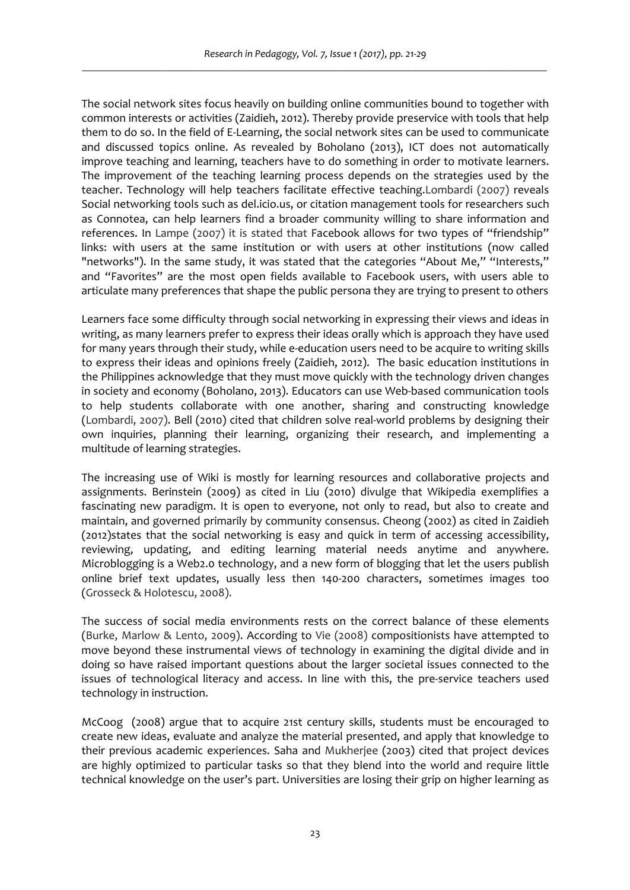The social network sites focus heavily on building online communities bound to together with common interests or activities (Zaidieh, 2012). Thereby provide preservice with tools that help them to do so. In the field of E-Learning, the social network sites can be used to communicate and discussed topics online. As revealed by Boholano (2013), ICT does not automatically improve teaching and learning, teachers have to do something in order to motivate learners. The improvement of the teaching learning process depends on the strategies used by the teacher. Technology will help teachers facilitate effective teaching.Lombardi (2007) reveals Social networking tools such as del.icio.us, or citation management tools for researchers such as Connotea, can help learners find a broader community willing to share information and references. In Lampe (2007) it is stated that Facebook allows for two types of "friendship" links: with users at the same institution or with users at other institutions (now called "networks"). In the same study, it was stated that the categories "About Me," "Interests," and "Favorites" are the most open fields available to Facebook users, with users able to articulate many preferences that shape the public persona they are trying to present to others

Learners face some difficulty through social networking in expressing their views and ideas in writing, as many learners prefer to express their ideas orally which is approach they have used for many years through their study, while e-education users need to be acquire to writing skills to express their ideas and opinions freely (Zaidieh, 2012). The basic education institutions in the Philippines acknowledge that they must move quickly with the technology driven changes in society and economy (Boholano, 2013). Educators can use Web-based communication tools to help students collaborate with one another, sharing and constructing knowledge (Lombardi, 2007). Bell (2010) cited that children solve real-world problems by designing their own inquiries, planning their learning, organizing their research, and implementing a multitude of learning strategies.

The increasing use of Wiki is mostly for learning resources and collaborative projects and assignments. Berinstein (2009) as cited in Liu (2010) divulge that Wikipedia exemplifies a fascinating new paradigm. It is open to everyone, not only to read, but also to create and maintain, and governed primarily by community consensus. Cheong (2002) as cited in Zaidieh (2012)states that the social networking is easy and quick in term of accessing accessibility, reviewing, updating, and editing learning material needs anytime and anywhere. Microblogging is a Web2.0 technology, and a new form of blogging that let the users publish online brief text updates, usually less then 140-200 characters, sometimes images too (Grosseck & Holotescu, 2008).

The success of social media environments rests on the correct balance of these elements (Burke, Marlow & Lento, 2009). According to Vie (2008) compositionists have attempted to move beyond these instrumental views of technology in examining the digital divide and in doing so have raised important questions about the larger societal issues connected to the issues of technological literacy and access. In line with this, the pre-service teachers used technology in instruction.

McCoog (2008) argue that to acquire 21st century skills, students must be encouraged to create new ideas, evaluate and analyze the material presented, and apply that knowledge to their previous academic experiences. Saha and Mukherjee (2003) cited that project devices are highly optimized to particular tasks so that they blend into the world and require little technical knowledge on the user's part. Universities are losing their grip on higher learning as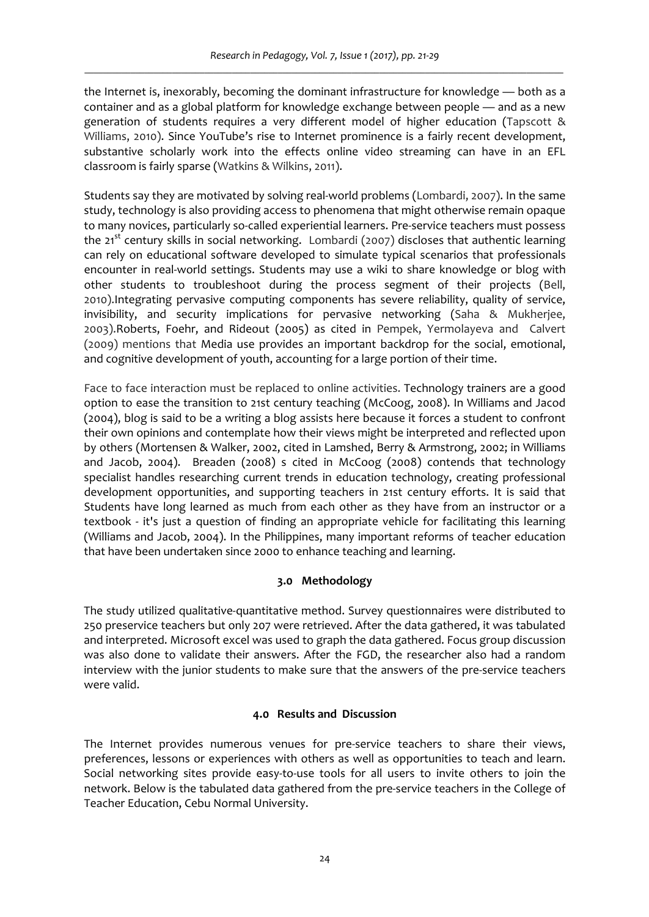the Internet is, inexorably, becoming the dominant infrastructure for knowledge — both as a container and as a global platform for knowledge exchange between people — and as a new generation of students requires a very different model of higher education (Tapscott & Williams, 2010). Since YouTube's rise to Internet prominence is a fairly recent development, substantive scholarly work into the effects online video streaming can have in an EFL classroom is fairly sparse (Watkins & Wilkins, 2011).

Students say they are motivated by solving real-world problems (Lombardi, 2007). In the same study, technology is also providing access to phenomena that might otherwise remain opaque to many novices, particularly so-called experiential learners. Pre-service teachers must possess the 21st century skills in social networking. Lombardi (2007) discloses that authentic learning can rely on educational software developed to simulate typical scenarios that professionals encounter in real-world settings. Students may use a wiki to share knowledge or blog with other students to troubleshoot during the process segment of their projects (Bell, 2010).Integrating pervasive computing components has severe reliability, quality of service, invisibility, and security implications for pervasive networking (Saha & Mukherjee, 2003).Roberts, Foehr, and Rideout (2005) as cited in Pempek, Yermolayeva and Calvert (2009) mentions that Media use provides an important backdrop for the social, emotional, and cognitive development of youth, accounting for a large portion of their time.

Face to face interaction must be replaced to online activities. Technology trainers are a good option to ease the transition to 21st century teaching (McCoog, 2008). In Williams and Jacod (2004), blog is said to be a writing a blog assists here because it forces a student to confront their own opinions and contemplate how their views might be interpreted and reflected upon by others (Mortensen & Walker, 2002, cited in Lamshed, Berry & Armstrong, 2002; in Williams and Jacob, 2004). Breaden (2008) s cited in McCoog (2008) contends that technology specialist handles researching current trends in education technology, creating professional development opportunities, and supporting teachers in 21st century efforts. It is said that Students have long learned as much from each other as they have from an instructor or a textbook - it's just a question of finding an appropriate vehicle for facilitating this learning (Williams and Jacob, 2004). In the Philippines, many important reforms of teacher education that have been undertaken since 2000 to enhance teaching and learning.

## 3.0 Methodology

The study utilized qualitative-quantitative method. Survey questionnaires were distributed to 250 preservice teachers but only 207 were retrieved. After the data gathered, it was tabulated and interpreted. Microsoft excel was used to graph the data gathered. Focus group discussion was also done to validate their answers. After the FGD, the researcher also had a random interview with the junior students to make sure that the answers of the pre-service teachers were valid.

## 4.0 Results and Discussion

The Internet provides numerous venues for pre-service teachers to share their views, preferences, lessons or experiences with others as well as opportunities to teach and learn. Social networking sites provide easy-to-use tools for all users to invite others to join the network. Below is the tabulated data gathered from the pre-service teachers in the College of Teacher Education, Cebu Normal University.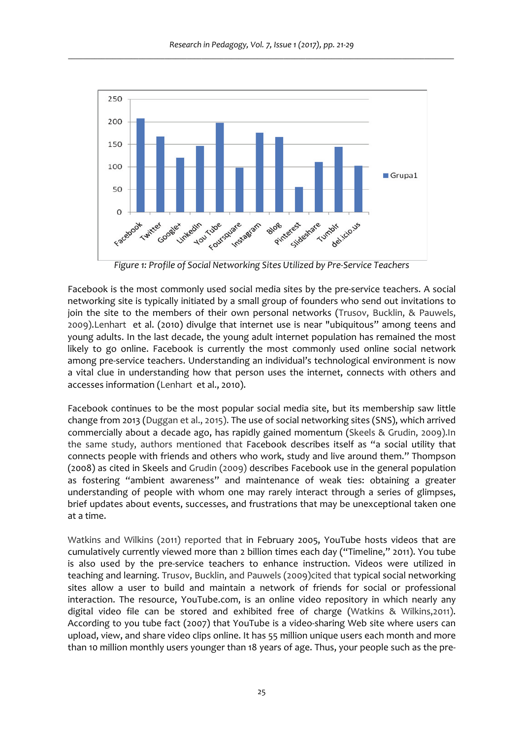Figure 1: Profile of Social Networking Sites Utilized by Pre-Service Teachers

Facebook is the most commonly used social media sites by the pre-service teachers. A social networking site is typically initiated by a small group of founders who send out invitations to join the site to the members of their own personal networks (Trusov, Bucklin, & Pauwels, 2009).Lenhart et al. (2010) divulge that internet use is near "ubiquitous" among teens and young adults. In the last decade, the young adult internet population has remained the most likely to go online. Facebook is currently the most commonly used online social network among pre-service teachers. Understanding an individual's technological environment is now a vital clue in understanding how that person uses the internet, connects with others and accesses information (Lenhart et al., 2010).

Facebook continues to be the most popular social media site, but its membership saw little change from 2013 (Duggan et al., 2015). The use of social networking sites (SNS), which arrived commercially about a decade ago, has rapidly gained momentum (Skeels & Grudin, 2009).In the same study, authors mentioned that Facebook describes itself as "a social utility that connects people with friends and others who work, study and live around them." Thompson (2008) as cited in Skeels and Grudin (2009) describes Facebook use in the general population as fostering "ambient awareness" and maintenance of weak ties: obtaining a greater understanding of people with whom one may rarely interact through a series of glimpses, brief updates about events, successes, and frustrations that may be unexceptional taken one at a time.

Watkins and Wilkins (2011) reported that in February 2005, YouTube hosts videos that are cumulatively currently viewed more than 2 billion times each day ("Timeline," 2011). You tube is also used by the pre-service teachers to enhance instruction. Videos were utilized in teaching and learning. Trusov, Bucklin, and Pauwels (2009)cited that typical social networking sites allow a user to build and maintain a network of friends for social or professional interaction. The resource, YouTube.com, is an online video repository in which nearly any digital video file can be stored and exhibited free of charge (Watkins & Wilkins,2011). According to you tube fact (2007) that YouTube is a video-sharing Web site where users can upload, view, and share video clips online. It has 55 million unique users each month and more than 10 million monthly users younger than 18 years of age. Thus, your people such as the pre-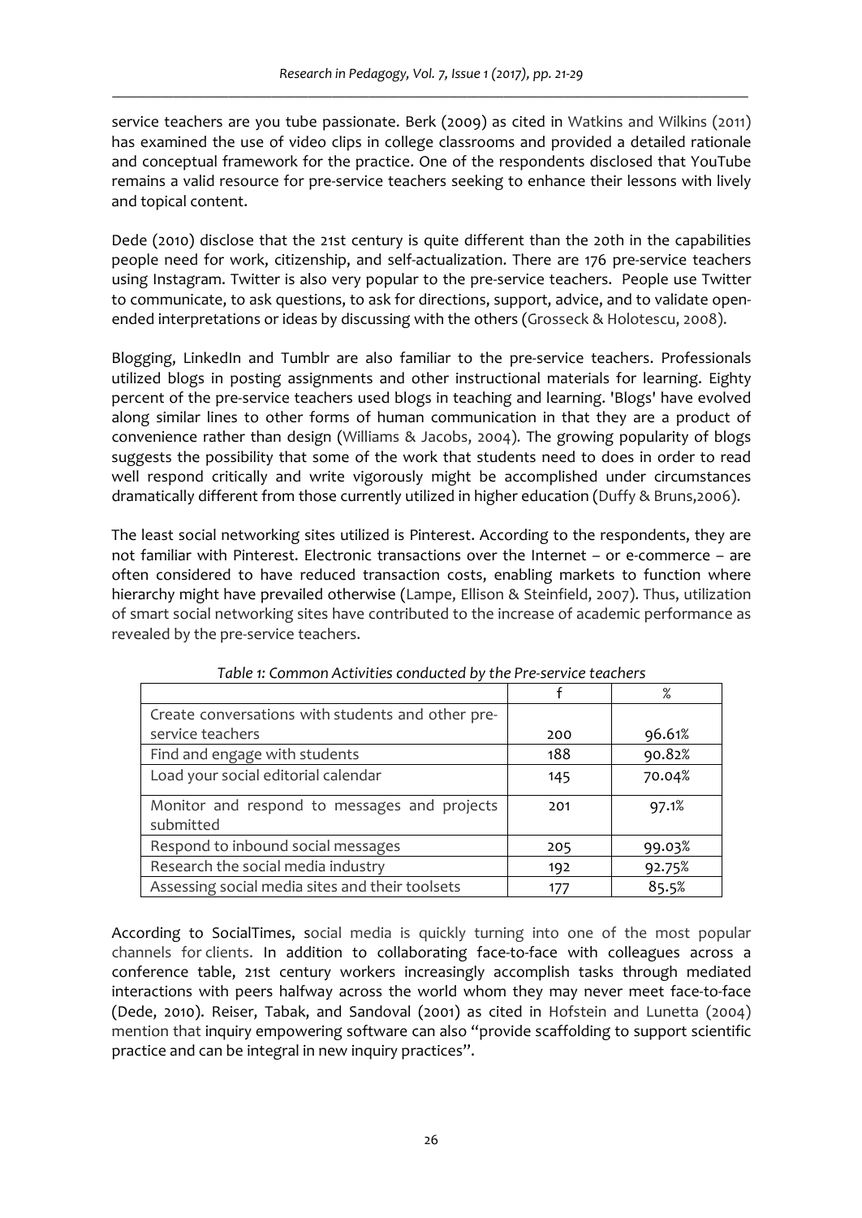service teachers are you tube passionate. Berk (2009) as cited in Watkins and Wilkins (2011) has examined the use of video clips in college classrooms and provided a detailed rationale and conceptual framework for the practice. One of the respondents disclosed that YouTube remains a valid resource for pre-service teachers seeking to enhance their lessons with lively and topical content.

Dede (2010) disclose that the 21st century is quite different than the 20th in the capabilities people need for work, citizenship, and self-actualization. There are 176 pre-service teachers using Instagram. Twitter is also very popular to the pre-service teachers. People use Twitter to communicate, to ask questions, to ask for directions, support, advice, and to validate open-ended interpretations or ideas by discussing with the others (Grosseck & Holotescu, 2008).

Blogging, LinkedIn and Tumblr are also familiar to the pre-service teachers. Professionals utilized blogs in posting assignments and other instructional materials for learning. Eighty percent of the pre-service teachers used blogs in teaching and learning. 'Blogs' have evolved along similar lines to other forms of human communication in that they are a product of convenience rather than design (Williams & Jacobs, 2004). The growing popularity of blogs suggests the possibility that some of the work that students need to does in order to read well respond critically and write vigorously might be accomplished under circumstances dramatically different from those currently utilized in higher education (Duffy & Bruns,2006).

The least social networking sites utilized is Pinterest. According to the respondents, they are not familiar with Pinterest. Electronic transactions over the Internet – or e-commerce – are often considered to have reduced transaction costs, enabling markets to function where hierarchy might have prevailed otherwise (Lampe, Ellison & Steinfield, 2007). Thus, utilization of smart social networking sites have contributed to the increase of academic performance as revealed by the pre-service teachers.

*Table 1: Common Activities conducted by the Pre-service teachers*

| | f | % |
|---|---|---|
| Create conversations with students and other pre-service teachers | 200 | 96.61% |
| Find and engage with students | 188 | 90.82% |
| Load your social editorial calendar | 145 | 70.04% |
| Monitor and respond to messages and projects submitted | 201 | 97.1% |
| Respond to inbound social messages | 205 | 99.03% |
| Research the social media industry | 192 | 92.75% |
| Assessing social media sites and their toolsets | 177 | 85.5% |

According to SocialTimes, social media is quickly turning into one of the most popular channels for clients. In addition to collaborating face-to-face with colleagues across a conference table, 21st century workers increasingly accomplish tasks through mediated interactions with peers halfway across the world whom they may never meet face-to-face (Dede, 2010). Reiser, Tabak, and Sandoval (2001) as cited in Hofstein and Lunetta (2004) mention that inquiry empowering software can also "provide scaffolding to support scientific practice and can be integral in new inquiry practices".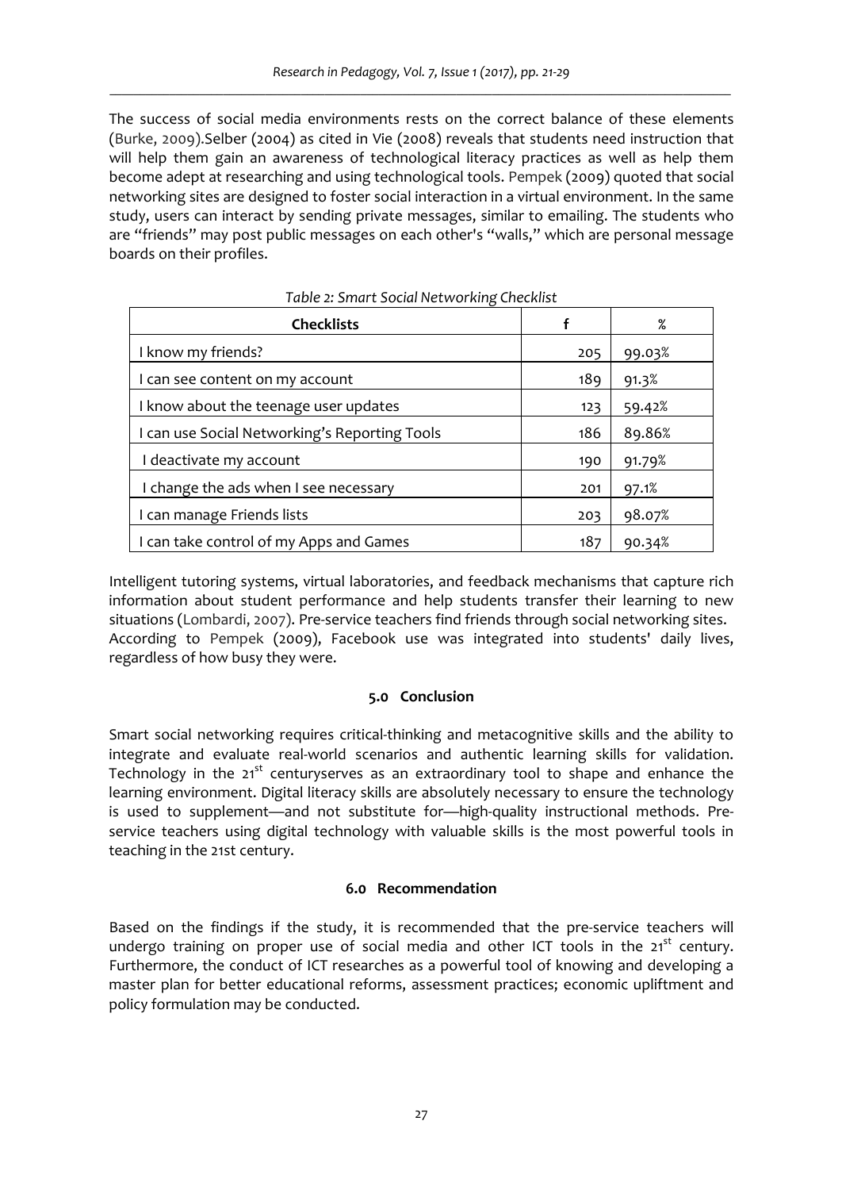The success of social media environments rests on the correct balance of these elements (Burke, 2009).Selber (2004) as cited in Vie (2008) reveals that students need instruction that will help them gain an awareness of technological literacy practices as well as help them become adept at researching and using technological tools. Pempek (2009) quoted that social networking sites are designed to foster social interaction in a virtual environment. In the same study, users can interact by sending private messages, similar to emailing. The students who are "friends" may post public messages on each other's "walls," which are personal message boards on their profiles.

*Table 2: Smart Social Networking Checklist*

| Checklists | f | % |
|---|---|---|
| I know my friends? | 205 | 99.03% |
| I can see content on my account | 189 | 91.3% |
| I know about the teenage user updates | 123 | 59.42% |
| I can use Social Networking's Reporting Tools | 186 | 89.86% |
| I deactivate my account | 190 | 91.79% |
| I change the ads when I see necessary | 201 | 97.1% |
| I can manage Friends lists | 203 | 98.07% |
| I can take control of my Apps and Games | 187 | 90.34% |

Intelligent tutoring systems, virtual laboratories, and feedback mechanisms that capture rich information about student performance and help students transfer their learning to new situations (Lombardi, 2007). Pre-service teachers find friends through social networking sites. According to Pempek (2009), Facebook use was integrated into students' daily lives, regardless of how busy they were.

## 5.0 Conclusion

Smart social networking requires critical-thinking and metacognitive skills and the ability to integrate and evaluate real-world scenarios and authentic learning skills for validation. Technology in the 21st centuryserves as an extraordinary tool to shape and enhance the learning environment. Digital literacy skills are absolutely necessary to ensure the technology is used to supplement—and not substitute for—high-quality instructional methods. Pre-service teachers using digital technology with valuable skills is the most powerful tools in teaching in the 21st century.

## 6.0 Recommendation

Based on the findings if the study, it is recommended that the pre-service teachers will undergo training on proper use of social media and other ICT tools in the 21st century. Furthermore, the conduct of ICT researches as a powerful tool of knowing and developing a master plan for better educational reforms, assessment practices; economic upliftment and policy formulation may be conducted.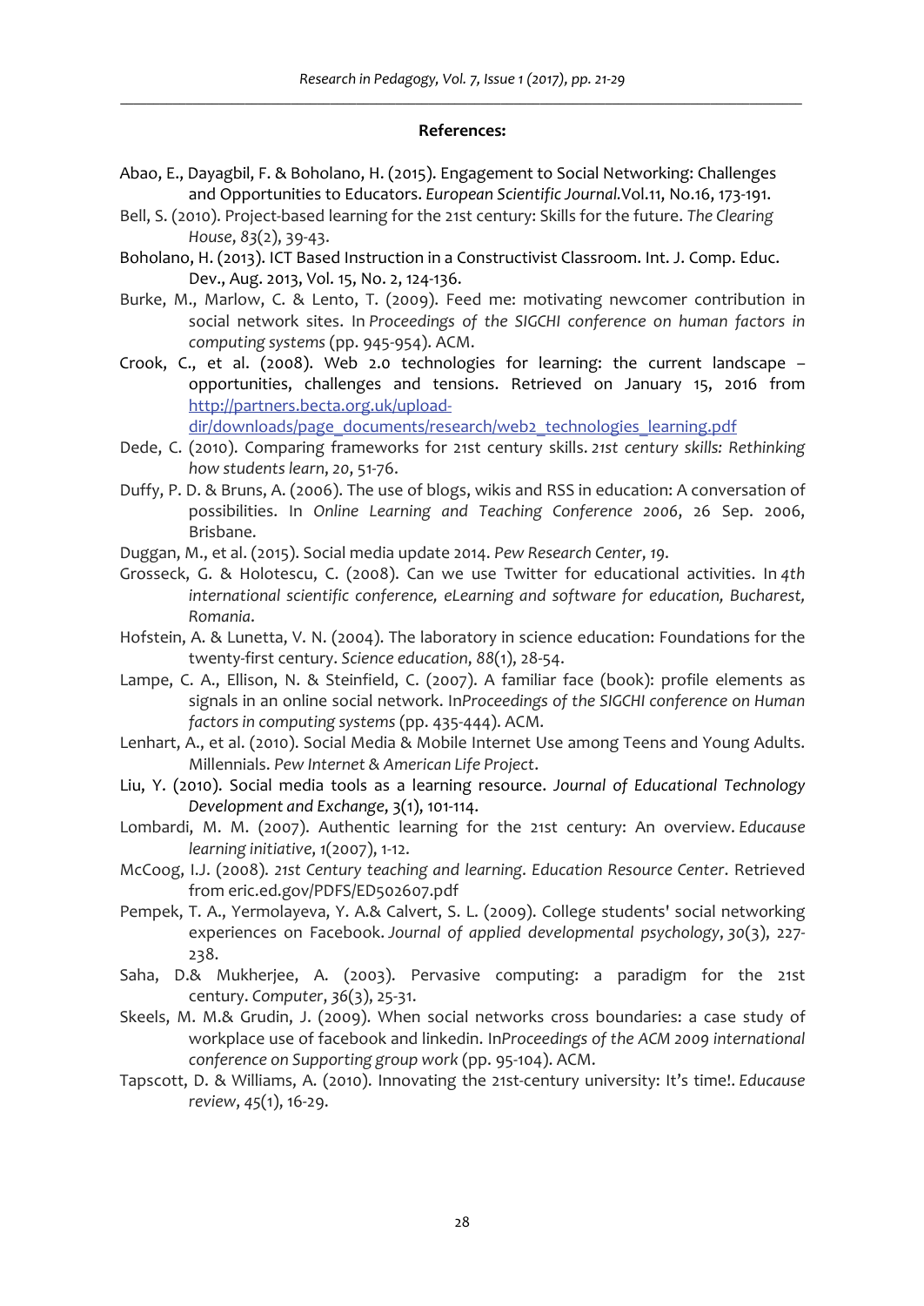**References:**

Abao, E., Dayagbil, F. & Boholano, H. (2015). Engagement to Social Networking: Challenges and Opportunities to Educators. *European Scientific Journal.*Vol.11, No.16, 173-191.

Bell, S. (2010). Project-based learning for the 21st century: Skills for the future. *The Clearing House*, *83*(2), 39-43.

Boholano, H. (2013). ICT Based Instruction in a Constructivist Classroom. Int. J. Comp. Educ. Dev., Aug. 2013, Vol. 15, No. 2, 124-136.

Burke, M., Marlow, C. & Lento, T. (2009). Feed me: motivating newcomer contribution in social network sites. In *Proceedings of the SIGCHI conference on human factors in computing systems* (pp. 945-954). ACM.

Crook, C., et al. (2008). Web 2.0 technologies for learning: the current landscape – opportunities, challenges and tensions. Retrieved on January 15, 2016 from http://partners.becta.org.uk/upload-dir/downloads/page_documents/research/web2_technologies_learning.pdf

Dede, C. (2010). Comparing frameworks for 21st century skills. *21st century skills: Rethinking how students learn*, *20*, 51-76.

Duffy, P. D. & Bruns, A. (2006). The use of blogs, wikis and RSS in education: A conversation of possibilities. In *Online Learning and Teaching Conference 2006*, 26 Sep. 2006, Brisbane.

Duggan, M., et al. (2015). Social media update 2014. *Pew Research Center*, *19*.

Grosseck, G. & Holotescu, C. (2008). Can we use Twitter for educational activities. In *4th international scientific conference, eLearning and software for education, Bucharest, Romania*.

Hofstein, A. & Lunetta, V. N. (2004). The laboratory in science education: Foundations for the twenty-first century. *Science education*, *88*(1), 28-54.

Lampe, C. A., Ellison, N. & Steinfield, C. (2007). A familiar face (book): profile elements as signals in an online social network. In*Proceedings of the SIGCHI conference on Human factors in computing systems* (pp. 435-444). ACM.

Lenhart, A., et al. (2010). Social Media & Mobile Internet Use among Teens and Young Adults. Millennials. *Pew Internet & American Life Project*.

Liu, Y. (2010). Social media tools as a learning resource. *Journal of Educational Technology Development and Exchange*, 3(1), 101-114.

Lombardi, M. M. (2007). Authentic learning for the 21st century: An overview. *Educause learning initiative*, *1*(2007), 1-12.

McCoog, I.J. (2008). *21st Century teaching and learning*. *Education Resource Center*. Retrieved from eric.ed.gov/PDFS/ED502607.pdf

Pempek, T. A., Yermolayeva, Y. A.& Calvert, S. L. (2009). College students' social networking experiences on Facebook. *Journal of applied developmental psychology*, *30*(3), 227-238.

Saha, D.& Mukherjee, A. (2003). Pervasive computing: a paradigm for the 21st century. *Computer*, *36*(3), 25-31.

Skeels, M. M.& Grudin, J. (2009). When social networks cross boundaries: a case study of workplace use of facebook and linkedin. In*Proceedings of the ACM 2009 international conference on Supporting group work* (pp. 95-104). ACM.

Tapscott, D. & Williams, A. (2010). Innovating the 21st-century university: It's time!. *Educause review*, *45*(1), 16-29.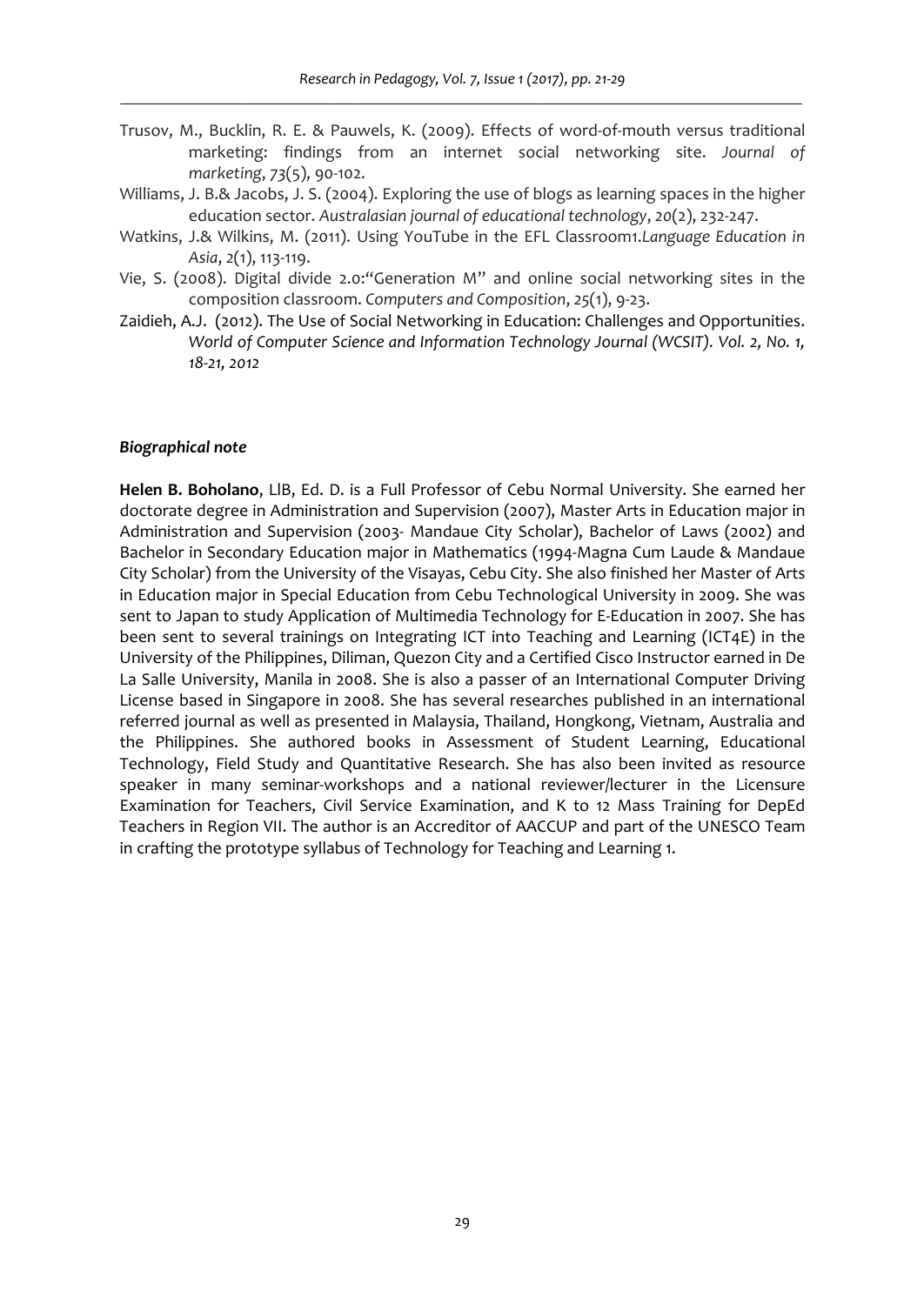Trusov, M., Bucklin, R. E. & Pauwels, K. (2009). Effects of word-of-mouth versus traditional marketing: findings from an internet social networking site. *Journal of marketing*, *73*(5), 90-102.

Williams, J. B.& Jacobs, J. S. (2004). Exploring the use of blogs as learning spaces in the higher education sector. *Australasian journal of educational technology*, *20*(2), 232-247.

Watkins, J.& Wilkins, M. (2011). Using YouTube in the EFL Classroom1.*Language Education in Asia*, *2*(1), 113-119.

Vie, S. (2008). Digital divide 2.0:"Generation M" and online social networking sites in the composition classroom. *Computers and Composition*, *25*(1), 9-23.

Zaidieh, A.J. (2012). The Use of Social Networking in Education: Challenges and Opportunities. *World of Computer Science and Information Technology Journal (WCSIT). Vol. 2, No. 1, 18-21, 2012*

### *Biographical note*

**Helen B. Boholano**, LlB, Ed. D. is a Full Professor of Cebu Normal University. She earned her doctorate degree in Administration and Supervision (2007), Master Arts in Education major in Administration and Supervision (2003- Mandaue City Scholar), Bachelor of Laws (2002) and Bachelor in Secondary Education major in Mathematics (1994-Magna Cum Laude & Mandaue City Scholar) from the University of the Visayas, Cebu City. She also finished her Master of Arts in Education major in Special Education from Cebu Technological University in 2009. She was sent to Japan to study Application of Multimedia Technology for E-Education in 2007. She has been sent to several trainings on Integrating ICT into Teaching and Learning (ICT4E) in the University of the Philippines, Diliman, Quezon City and a Certified Cisco Instructor earned in De La Salle University, Manila in 2008. She is also a passer of an International Computer Driving License based in Singapore in 2008. She has several researches published in an international referred journal as well as presented in Malaysia, Thailand, Hongkong, Vietnam, Australia and the Philippines. She authored books in Assessment of Student Learning, Educational Technology, Field Study and Quantitative Research. She has also been invited as resource speaker in many seminar-workshops and a national reviewer/lecturer in the Licensure Examination for Teachers, Civil Service Examination, and K to 12 Mass Training for DepEd Teachers in Region VII. The author is an Accreditor of AACCUP and part of the UNESCO Team in crafting the prototype syllabus of Technology for Teaching and Learning 1.